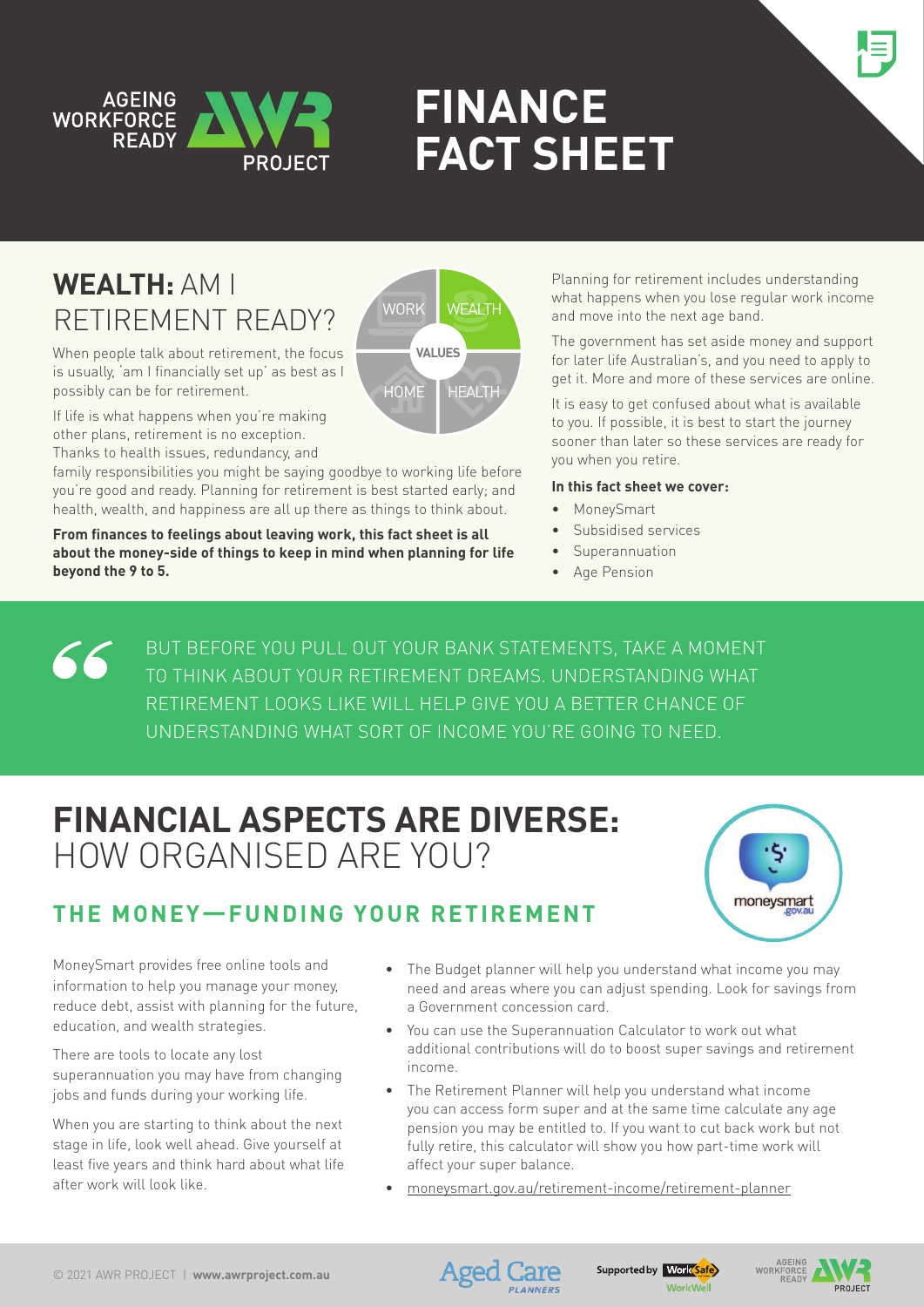# FINANCE FACT SHEET

## WEALTH: AM I RETIREMENT READY?

When people talk about retirement, the focus is usually, 'am I financially set up' as best as I possibly can be for retirement.

If life is what happens when you're making other plans, retirement is no exception. Thanks to health issues, redundancy, and family responsibilities you might be saying goodbye to working life before you're good and ready. Planning for retirement is best started early; and health, wealth, and happiness are all up there as things to think about.

**From finances to feelings about leaving work, this fact sheet is all about the money-side of things to keep in mind when planning for life beyond the 9 to 5.**

Planning for retirement includes understanding what happens when you lose regular work income and move into the next age band.

The government has set aside money and support for later life Australian's, and you need to apply to get it. More and more of these services are online.

It is easy to get confused about what is available to you. If possible, it is best to start the journey sooner than later so these services are ready for you when you retire.

**In this fact sheet we cover:**

- MoneySmart
- Subsidised services
- Superannuation
- Age Pension

> BUT BEFORE YOU PULL OUT YOUR BANK STATEMENTS, TAKE A MOMENT TO THINK ABOUT YOUR RETIREMENT DREAMS. UNDERSTANDING WHAT RETIREMENT LOOKS LIKE WILL HELP GIVE YOU A BETTER CHANCE OF UNDERSTANDING WHAT SORT OF INCOME YOU'RE GOING TO NEED.

## FINANCIAL ASPECTS ARE DIVERSE: HOW ORGANISED ARE YOU?

### THE MONEY—FUNDING YOUR RETIREMENT

MoneySmart provides free online tools and information to help you manage your money, reduce debt, assist with planning for the future, education, and wealth strategies.

There are tools to locate any lost superannuation you may have from changing jobs and funds during your working life.

When you are starting to think about the next stage in life, look well ahead. Give yourself at least five years and think hard about what life after work will look like.

- The Budget planner will help you understand what income you may need and areas where you can adjust spending. Look for savings from a Government concession card.
- You can use the Superannuation Calculator to work out what additional contributions will do to boost super savings and retirement income.
- The Retirement Planner will help you understand what income you can access form super and at the same time calculate any age pension you may be entitled to. If you want to cut back work but not fully retire, this calculator will show you how part-time work will affect your super balance.
- moneysmart.gov.au/retirement-income/retirement-planner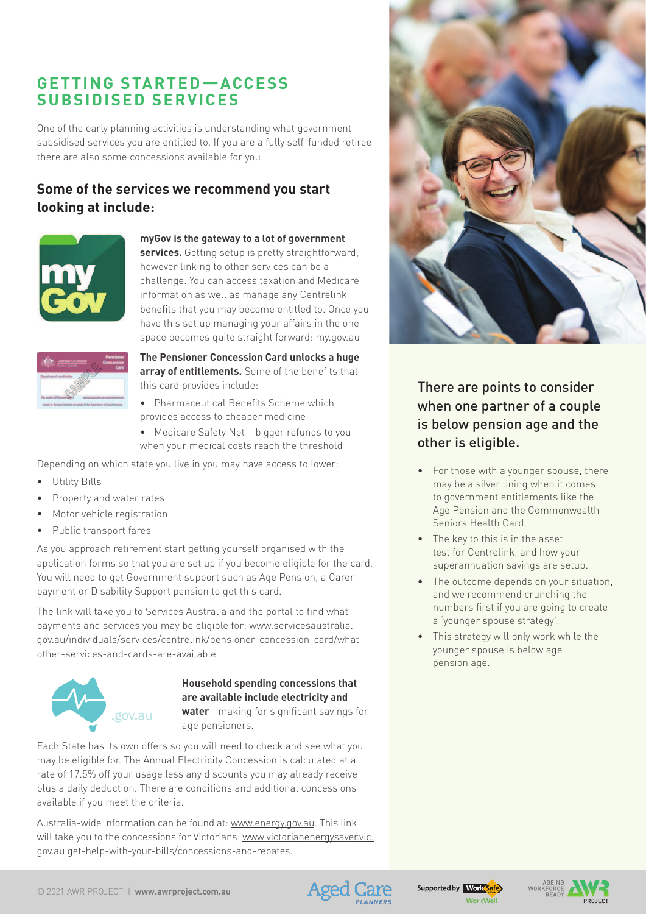# GETTING STARTED—ACCESS SUBSIDISED SERVICES

One of the early planning activities is understanding what government subsidised services you are entitled to. If you are a fully self-funded retiree there are also some concessions available for you.

## Some of the services we recommend you start looking at include:

**myGov is the gateway to a lot of government services.** Getting setup is pretty straightforward, however linking to other services can be a challenge. You can access taxation and Medicare information as well as manage any Centrelink benefits that you may become entitled to. Once you have this set up managing your affairs in the one space becomes quite straight forward: my.gov.au

**The Pensioner Concession Card unlocks a huge array of entitlements.** Some of the benefits that this card provides include:

- Pharmaceutical Benefits Scheme which provides access to cheaper medicine
- Medicare Safety Net – bigger refunds to you when your medical costs reach the threshold

Depending on which state you live in you may have access to lower:

- Utility Bills
- Property and water rates
- Motor vehicle registration
- Public transport fares

As you approach retirement start getting yourself organised with the application forms so that you are set up if you become eligible for the card. You will need to get Government support such as Age Pension, a Carer payment or Disability Support pension to get this card.

The link will take you to Services Australia and the portal to find what payments and services you may be eligible for: www.servicesaustralia.gov.au/individuals/services/centrelink/pensioner-concession-card/what-other-services-and-cards-are-available

**Household spending concessions that are available include electricity and water**—making for significant savings for age pensioners.

Each State has its own offers so you will need to check and see what you may be eligible for. The Annual Electricity Concession is calculated at a rate of 17.5% off your usage less any discounts you may already receive plus a daily deduction. There are conditions and additional concessions available if you meet the criteria.

Australia-wide information can be found at: www.energy.gov.au. This link will take you to the concessions for Victorians: www.victorianenergysaver.vic.gov.au get-help-with-your-bills/concessions-and-rebates.

## There are points to consider when one partner of a couple is below pension age and the other is eligible.

- For those with a younger spouse, there may be a silver lining when it comes to government entitlements like the Age Pension and the Commonwealth Seniors Health Card.
- The key to this is in the asset test for Centrelink, and how your superannuation savings are setup.
- The outcome depends on your situation, and we recommend crunching the numbers first if you are going to create a 'younger spouse strategy'.
- This strategy will only work while the younger spouse is below age pension age.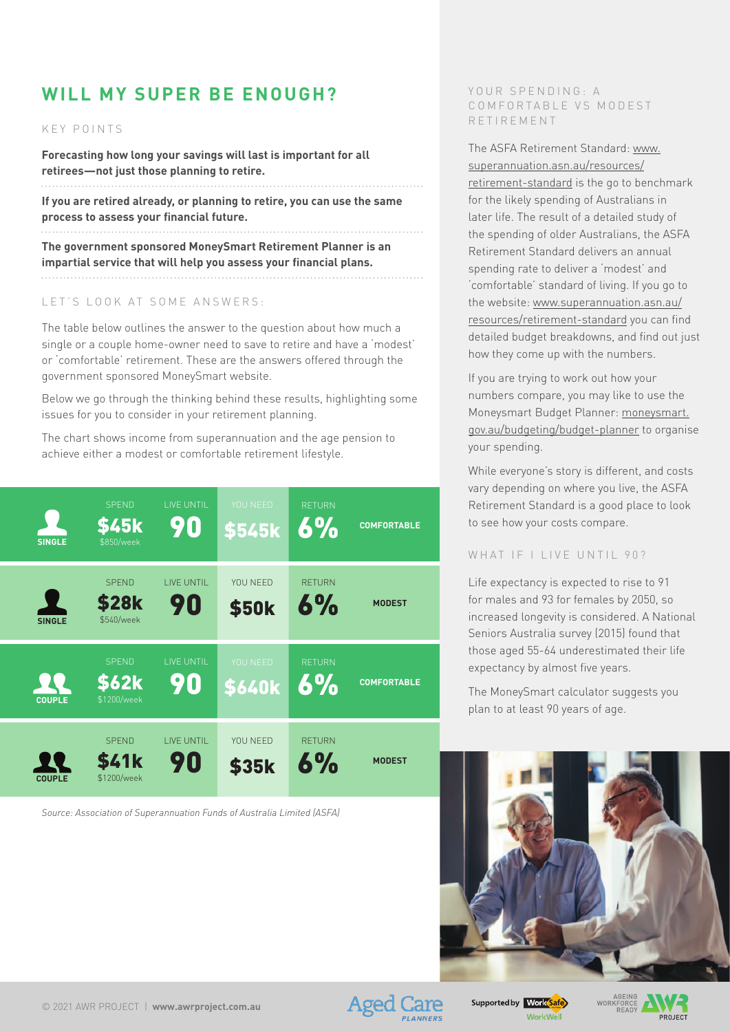## WILL MY SUPER BE ENOUGH?

KEY POINTS

**Forecasting how long your savings will last is important for all retirees—not just those planning to retire.**

**If you are retired already, or planning to retire, you can use the same process to assess your financial future.**

**The government sponsored MoneySmart Retirement Planner is an impartial service that will help you assess your financial plans.**

LET'S LOOK AT SOME ANSWERS:

The table below outlines the answer to the question about how much a single or a couple home-owner need to save to retire and have a 'modest' or 'comfortable' retirement. These are the answers offered through the government sponsored MoneySmart website.

Below we go through the thinking behind these results, highlighting some issues for you to consider in your retirement planning.

The chart shows income from superannuation and the age pension to achieve either a modest or comfortable retirement lifestyle.

| | SPEND | LIVE UNTIL | YOU NEED | RETURN | |
|---|---|---|---|---|---|
| SINGLE | $45k ($850/week) | 90 | $545k | 6% | COMFORTABLE |
| SINGLE | $28k ($540/week) | 90 | $50k | 6% | MODEST |
| COUPLE | $62k ($1200/week) | 90 | $640k | 6% | COMFORTABLE |
| COUPLE | $41k ($1200/week) | 90 | $35k | 6% | MODEST |

*Source: Association of Superannuation Funds of Australia Limited (ASFA)*

### YOUR SPENDING: A COMFORTABLE VS MODEST RETIREMENT

The ASFA Retirement Standard: www.superannuation.asn.au/resources/retirement-standard is the go to benchmark for the likely spending of Australians in later life. The result of a detailed study of the spending of older Australians, the ASFA Retirement Standard delivers an annual spending rate to deliver a 'modest' and 'comfortable' standard of living. If you go to the website: www.superannuation.asn.au/resources/retirement-standard you can find detailed budget breakdowns, and find out just how they come up with the numbers.

If you are trying to work out how your numbers compare, you may like to use the Moneysmart Budget Planner: moneysmart.gov.au/budgeting/budget-planner to organise your spending.

While everyone's story is different, and costs vary depending on where you live, the ASFA Retirement Standard is a good place to look to see how your costs compare.

### WHAT IF I LIVE UNTIL 90?

Life expectancy is expected to rise to 91 for males and 93 for females by 2050, so increased longevity is considered. A National Seniors Australia survey (2015) found that those aged 55-64 underestimated their life expectancy by almost five years.

The MoneySmart calculator suggests you plan to at least 90 years of age.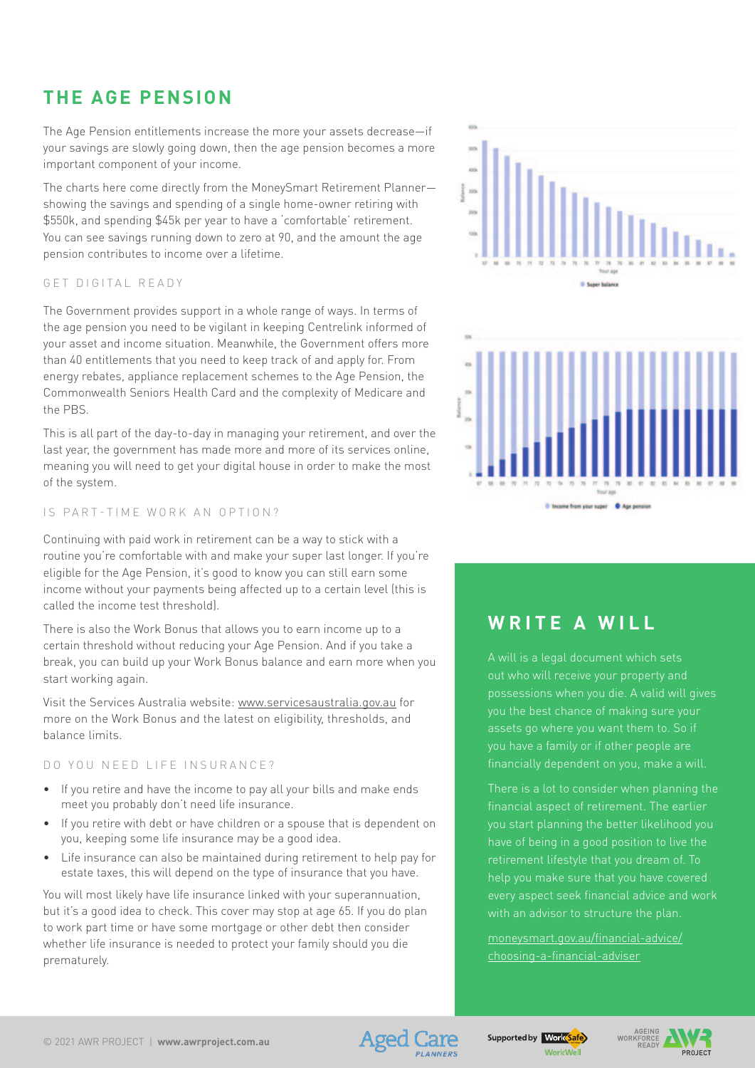## THE AGE PENSION

The Age Pension entitlements increase the more your assets decrease—if your savings are slowly going down, then the age pension becomes a more important component of your income.

The charts here come directly from the MoneySmart Retirement Planner—showing the savings and spending of a single home-owner retiring with $550k, and spending $45k per year to have a 'comfortable' retirement. You can see savings running down to zero at 90, and the amount the age pension contributes to income over a lifetime.

Super balance

Income from your super   Age pension

### GET DIGITAL READY

The Government provides support in a whole range of ways. In terms of the age pension you need to be vigilant in keeping Centrelink informed of your asset and income situation. Meanwhile, the Government offers more than 40 entitlements that you need to keep track of and apply for. From energy rebates, appliance replacement schemes to the Age Pension, the Commonwealth Seniors Health Card and the complexity of Medicare and the PBS.

This is all part of the day-to-day in managing your retirement, and over the last year, the government has made more and more of its services online, meaning you will need to get your digital house in order to make the most of the system.

### IS PART-TIME WORK AN OPTION?

Continuing with paid work in retirement can be a way to stick with a routine you're comfortable with and make your super last longer. If you're eligible for the Age Pension, it's good to know you can still earn some income without your payments being affected up to a certain level (this is called the income test threshold).

There is also the Work Bonus that allows you to earn income up to a certain threshold without reducing your Age Pension. And if you take a break, you can build up your Work Bonus balance and earn more when you start working again.

Visit the Services Australia website: www.servicesaustralia.gov.au for more on the Work Bonus and the latest on eligibility, thresholds, and balance limits.

### DO YOU NEED LIFE INSURANCE?

- If you retire and have the income to pay all your bills and make ends meet you probably don't need life insurance.
- If you retire with debt or have children or a spouse that is dependent on you, keeping some life insurance may be a good idea.
- Life insurance can also be maintained during retirement to help pay for estate taxes, this will depend on the type of insurance that you have.

You will most likely have life insurance linked with your superannuation, but it's a good idea to check. This cover may stop at age 65. If you do plan to work part time or have some mortgage or other debt then consider whether life insurance is needed to protect your family should you die prematurely.

## WRITE A WILL

A will is a legal document which sets out who will receive your property and possessions when you die. A valid will gives you the best chance of making sure your assets go where you want them to. So if you have a family or if other people are financially dependent on you, make a will.

There is a lot to consider when planning the financial aspect of retirement. The earlier you start planning the better likelihood you have of being in a good position to live the retirement lifestyle that you dream of. To help you make sure that you have covered every aspect seek financial advice and work with an advisor to structure the plan.

moneysmart.gov.au/financial-advice/choosing-a-financial-adviser